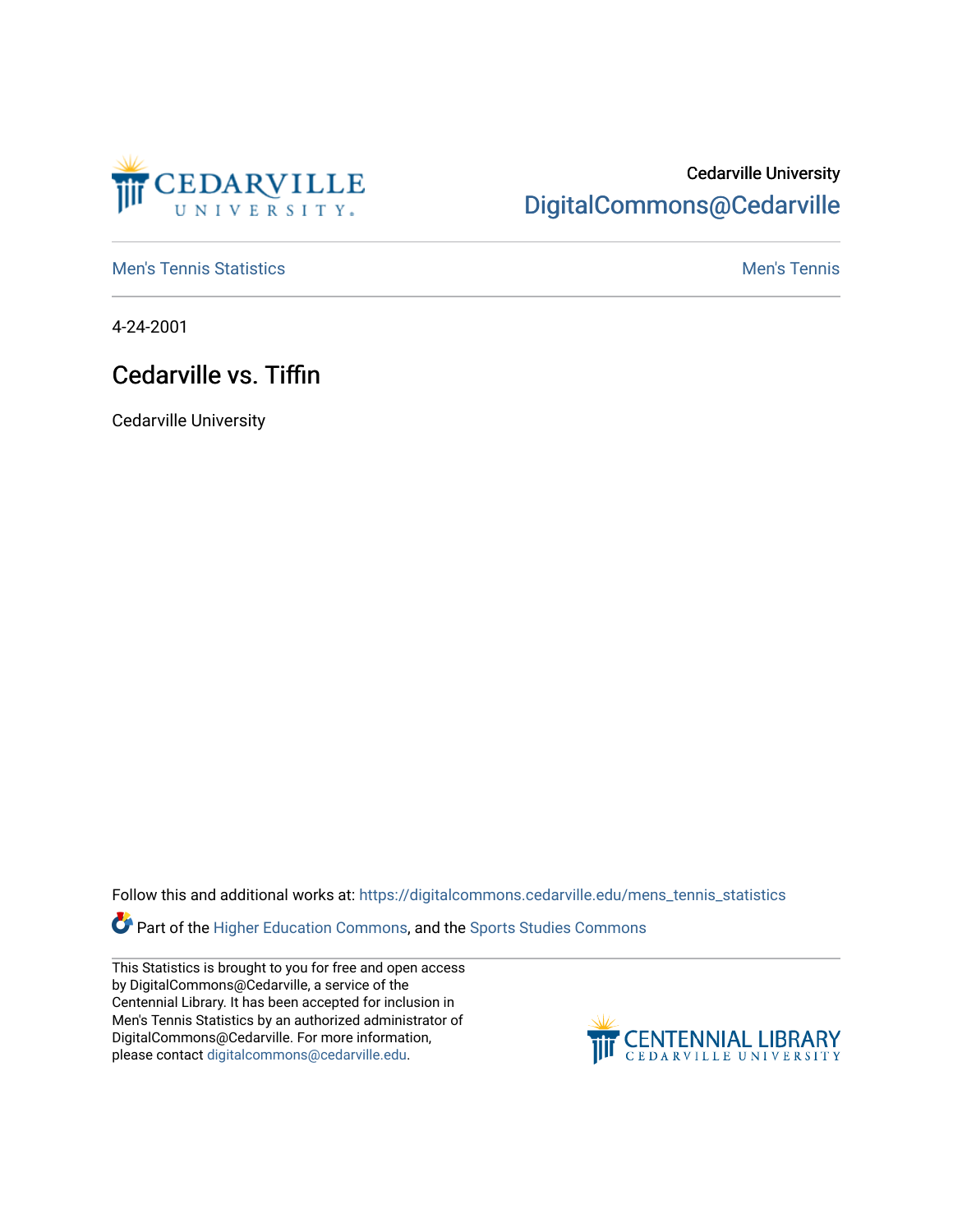Cedarville University

DigitalCommons@Cedarville

Men's Tennis Statistics

Men's Tennis

4-24-2001

# Cedarville vs. Tiffin

Cedarville University

Follow this and additional works at: https://digitalcommons.cedarville.edu/mens_tennis_statistics

Part of the Higher Education Commons, and the Sports Studies Commons

This Statistics is brought to you for free and open access by DigitalCommons@Cedarville, a service of the Centennial Library. It has been accepted for inclusion in Men's Tennis Statistics by an authorized administrator of DigitalCommons@Cedarville. For more information, please contact digitalcommons@cedarville.edu.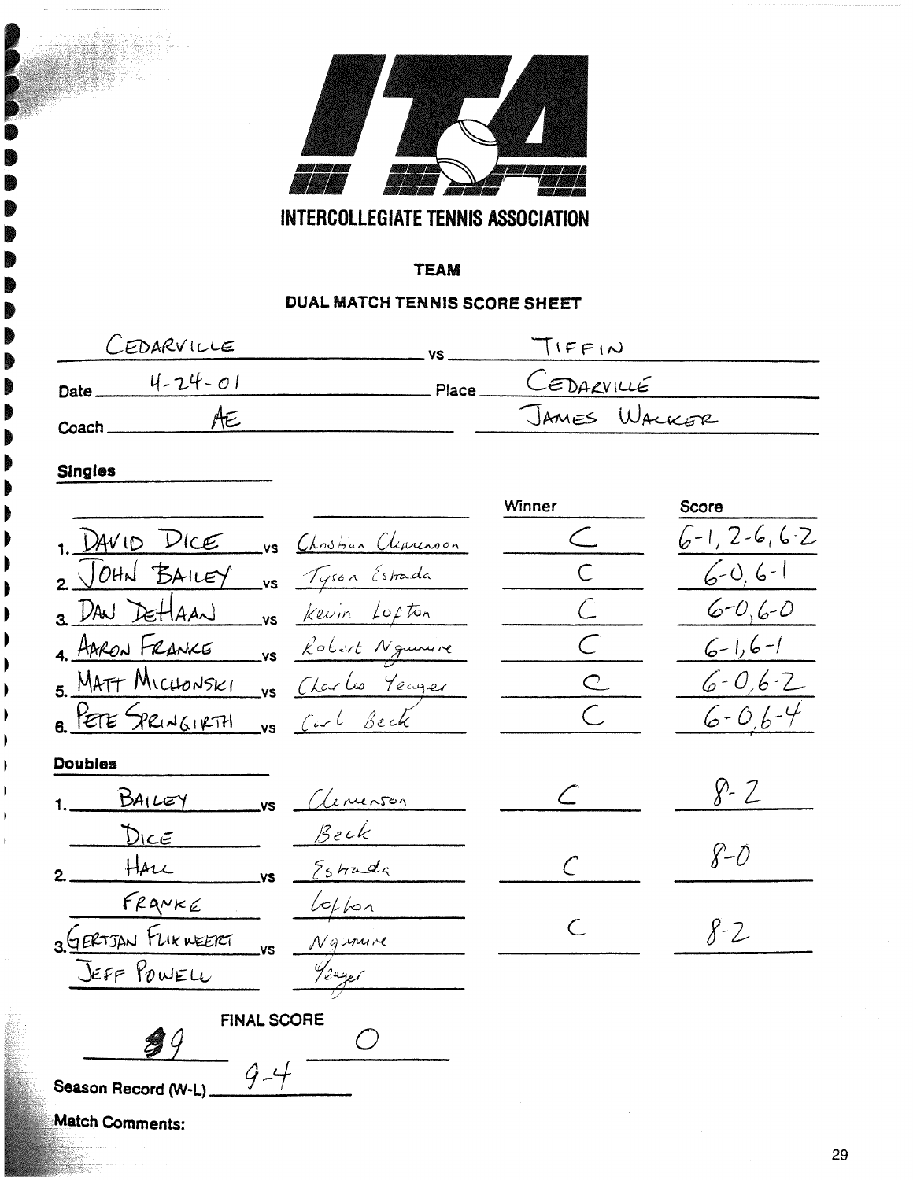# ITA

# INTERCOLLEGIATE TENNIS ASSOCIATION

**TEAM**

**DUAL MATCH TENNIS SCORE SHEET**

CEDARVILLE vs TIFFIN

Date 4-24-01 Place CEDARVILLE

Coach AE JAMES WALKER

## Singles

| | | | Winner | Score |
|---|---|---|---|---|
| 1. DAVID DICE | vs | Christian Clemenson | C | 6-1, 2-6, 6-2 |
| 2. JOHN BAILEY | vs | Tyson Estrada | C | 6-0, 6-1 |
| 3. DAN DEHAAN | vs | Kevin Lofton | C | 6-0, 6-0 |
| 4. AARON FRANKE | vs | Robert Nguyen | C | 6-1, 6-1 |
| 5. MATT MICHONSKI | vs | Charles Yeager | C | 6-0, 6-2 |
| 6. PETE SPRINGIRTH | vs | Carl Beck | C | 6-0, 6-4 |

## Doubles

| | | | Winner | Score |
|---|---|---|---|---|
| 1. BAILEY / DICE | vs | Clemenson / Beck | C | 8-2 |
| 2. HALL / FRANKE | vs | Estrada / Lofton | C | 8-0 |
| 3. GERTJAN FLIKWEERT / JEFF POWELL | vs | Nguyen / Yeager | C | 8-2 |

**FINAL SCORE**

9 — 0

Season Record (W-L) 9-4

Match Comments: